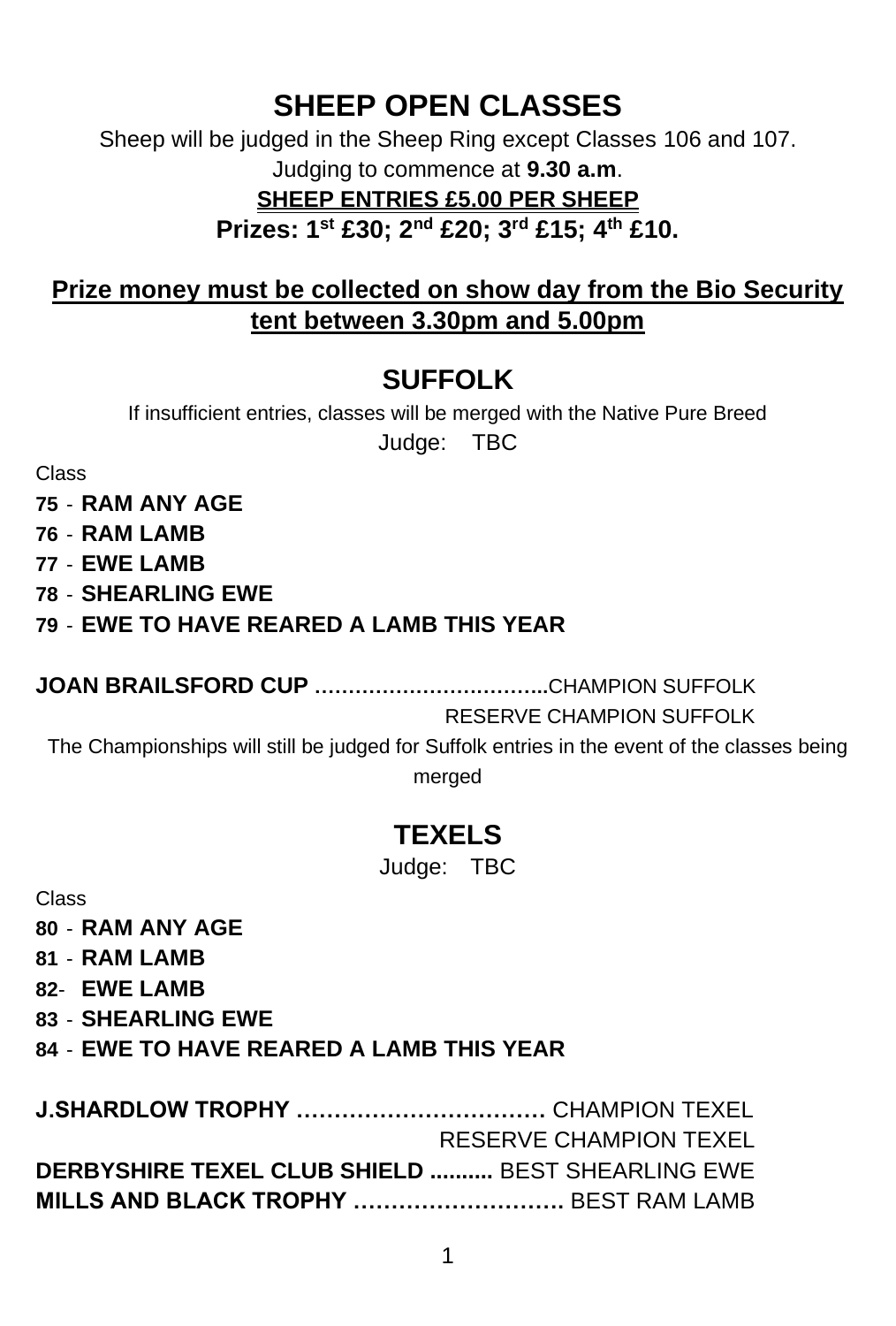# SHEEP OPEN CLASSES

Sheep will be judged in the Sheep Ring except Classes 106 and 107.

Judging to commence at **9.30 a.m**.

**SHEEP ENTRIES £5.00 PER SHEEP**

**Prizes: 1st £30; 2nd £20; 3rd £15; 4th £10.**

**Prize money must be collected on show day from the Bio Security tent between 3.30pm and 5.00pm**

## SUFFOLK

If insufficient entries, classes will be merged with the Native Pure Breed

Judge: TBC

Class

**75** - **RAM ANY AGE**
**76** - **RAM LAMB**
**77** - **EWE LAMB**
**78** - **SHEARLING EWE**
**79** - **EWE TO HAVE REARED A LAMB THIS YEAR**

**JOAN BRAILSFORD CUP ……………………………..** CHAMPION SUFFOLK
RESERVE CHAMPION SUFFOLK

The Championships will still be judged for Suffolk entries in the event of the classes being merged

## TEXELS

Judge: TBC

Class

**80** - **RAM ANY AGE**
**81** - **RAM LAMB**
**82**- **EWE LAMB**
**83** - **SHEARLING EWE**
**84** - **EWE TO HAVE REARED A LAMB THIS YEAR**

**J.SHARDLOW TROPHY ……………………………** CHAMPION TEXEL
RESERVE CHAMPION TEXEL
**DERBYSHIRE TEXEL CLUB SHIELD ..........** BEST SHEARLING EWE
**MILLS AND BLACK TROPHY ……………………….** BEST RAM LAMB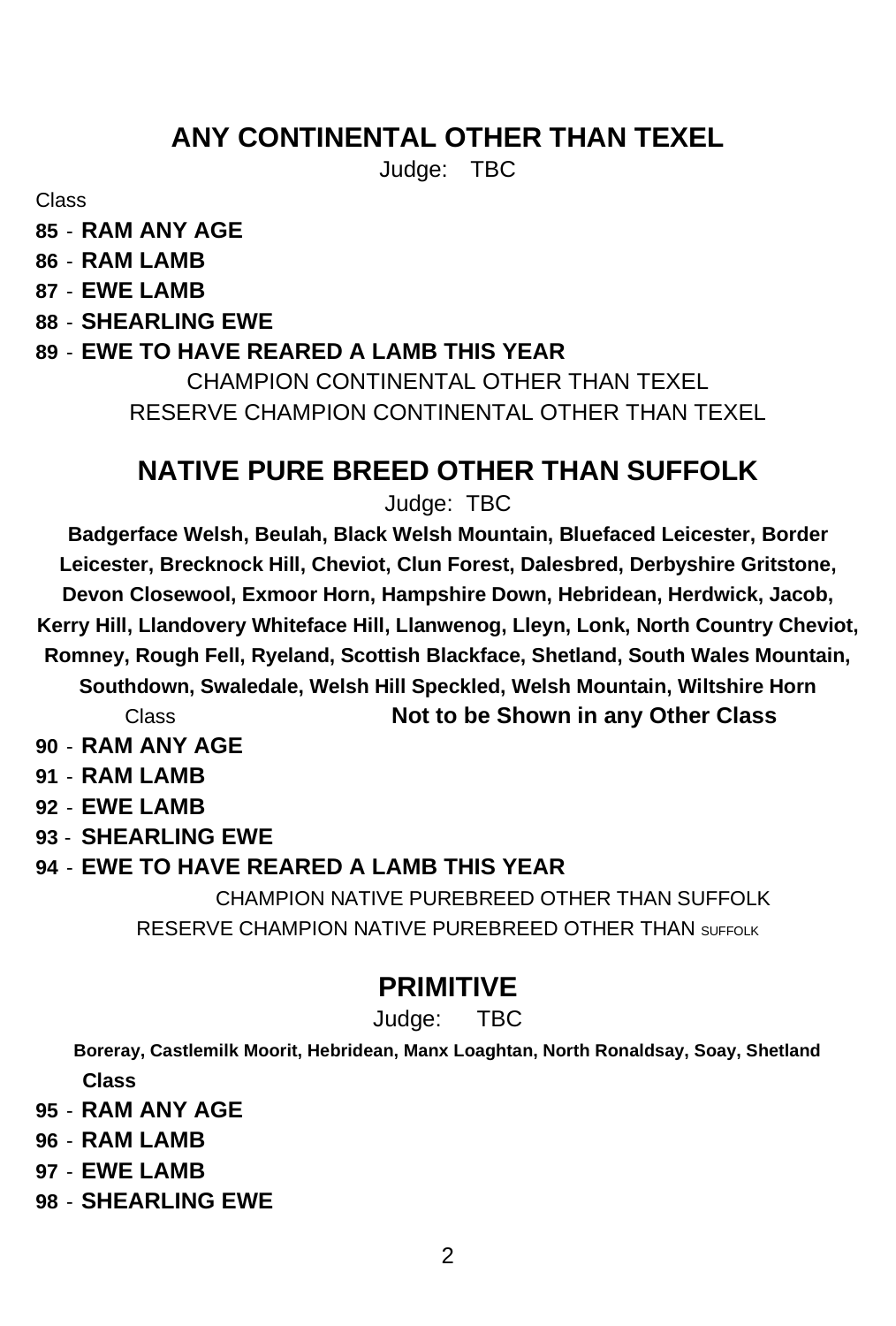## ANY CONTINENTAL OTHER THAN TEXEL

Judge: TBC

Class

**85** - **RAM ANY AGE**

**86** - **RAM LAMB**

**87** - **EWE LAMB**

**88** - **SHEARLING EWE**

**89** - **EWE TO HAVE REARED A LAMB THIS YEAR**

CHAMPION CONTINENTAL OTHER THAN TEXEL

RESERVE CHAMPION CONTINENTAL OTHER THAN TEXEL

## NATIVE PURE BREED OTHER THAN SUFFOLK

Judge: TBC

**Badgerface Welsh, Beulah, Black Welsh Mountain, Bluefaced Leicester, Border Leicester, Brecknock Hill, Cheviot, Clun Forest, Dalesbred, Derbyshire Gritstone, Devon Closewool, Exmoor Horn, Hampshire Down, Hebridean, Herdwick, Jacob, Kerry Hill, Llandovery Whiteface Hill, Llanwenog, Lleyn, Lonk, North Country Cheviot, Romney, Rough Fell, Ryeland, Scottish Blackface, Shetland, South Wales Mountain, Southdown, Swaledale, Welsh Hill Speckled, Welsh Mountain, Wiltshire Horn**

Class **Not to be Shown in any Other Class**

**90** - **RAM ANY AGE**

**91** - **RAM LAMB**

**92** - **EWE LAMB**

**93** - **SHEARLING EWE**

**94** - **EWE TO HAVE REARED A LAMB THIS YEAR**

CHAMPION NATIVE PUREBREED OTHER THAN SUFFOLK

RESERVE CHAMPION NATIVE PUREBREED OTHER THAN SUFFOLK

## PRIMITIVE

Judge: TBC

**Boreray, Castlemilk Moorit, Hebridean, Manx Loaghtan, North Ronaldsay, Soay, Shetland**

**Class**

**95** - **RAM ANY AGE**

**96** - **RAM LAMB**

**97** - **EWE LAMB**

**98** - **SHEARLING EWE**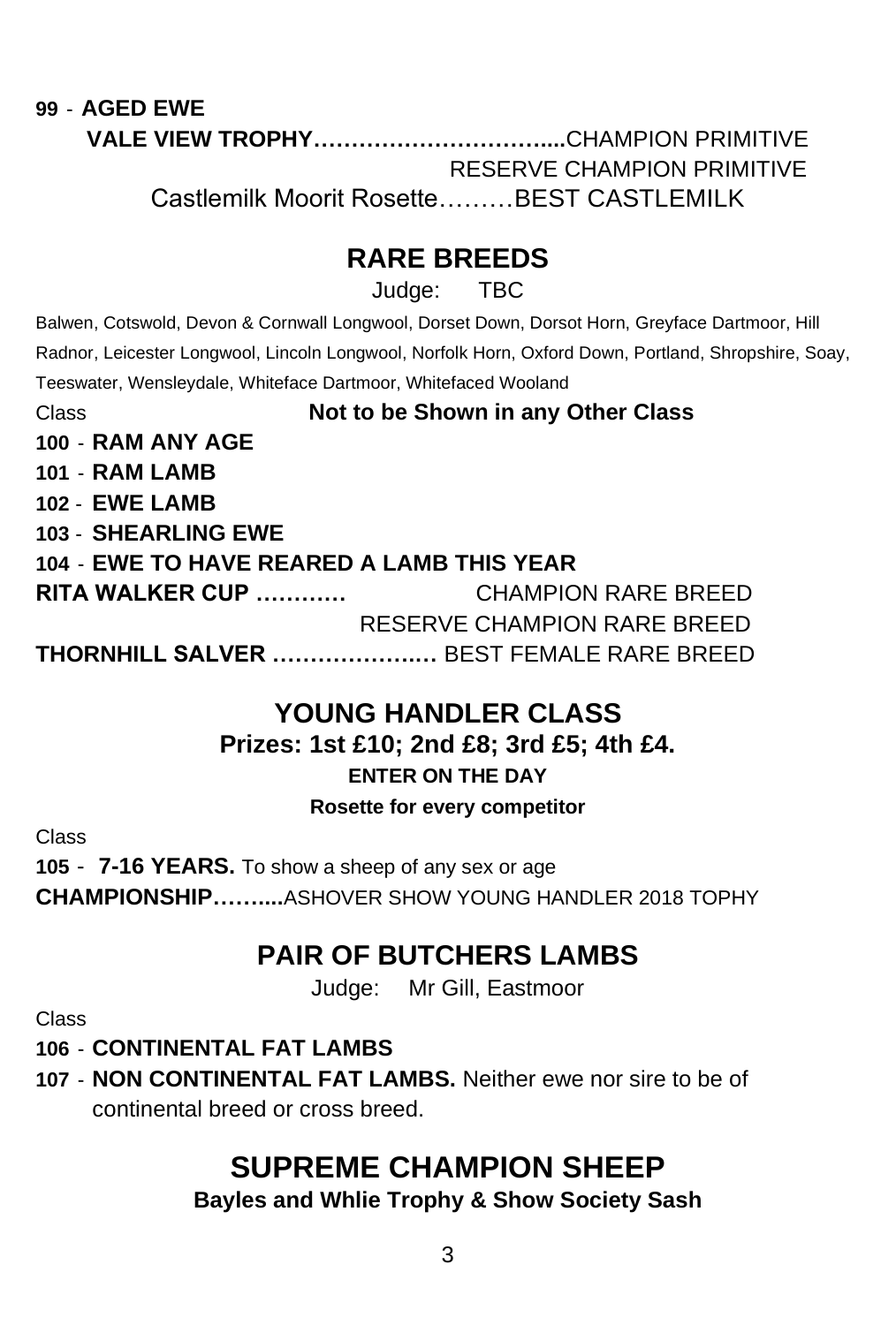**99** - **AGED EWE**

**VALE VIEW TROPHY…………………………....**CHAMPION PRIMITIVE

RESERVE CHAMPION PRIMITIVE

Castlemilk Moorit Rosette………BEST CASTLEMILK

## RARE BREEDS

Judge: TBC

Balwen, Cotswold, Devon & Cornwall Longwool, Dorset Down, Dorsot Horn, Greyface Dartmoor, Hill Radnor, Leicester Longwool, Lincoln Longwool, Norfolk Horn, Oxford Down, Portland, Shropshire, Soay, Teeswater, Wensleydale, Whiteface Dartmoor, Whitefaced Wooland

Class **Not to be Shown in any Other Class**

**100** - **RAM ANY AGE**

**101** - **RAM LAMB**

**102** - **EWE LAMB**

**103** - **SHEARLING EWE**

**104** - **EWE TO HAVE REARED A LAMB THIS YEAR**

**RITA WALKER CUP …………** CHAMPION RARE BREED

RESERVE CHAMPION RARE BREED

**THORNHILL SALVER ………………..…** BEST FEMALE RARE BREED

## YOUNG HANDLER CLASS

**Prizes: 1st £10; 2nd £8; 3rd £5; 4th £4.**

**ENTER ON THE DAY**

**Rosette for every competitor**

Class

**105** - **7-16 YEARS.** To show a sheep of any sex or age

**CHAMPIONSHIP……....**ASHOVER SHOW YOUNG HANDLER 2018 TOPHY

## PAIR OF BUTCHERS LAMBS

Judge: Mr Gill, Eastmoor

Class

**106** - **CONTINENTAL FAT LAMBS**

**107** - **NON CONTINENTAL FAT LAMBS.** Neither ewe nor sire to be of continental breed or cross breed.

## SUPREME CHAMPION SHEEP

**Bayles and Whlie Trophy & Show Society Sash**